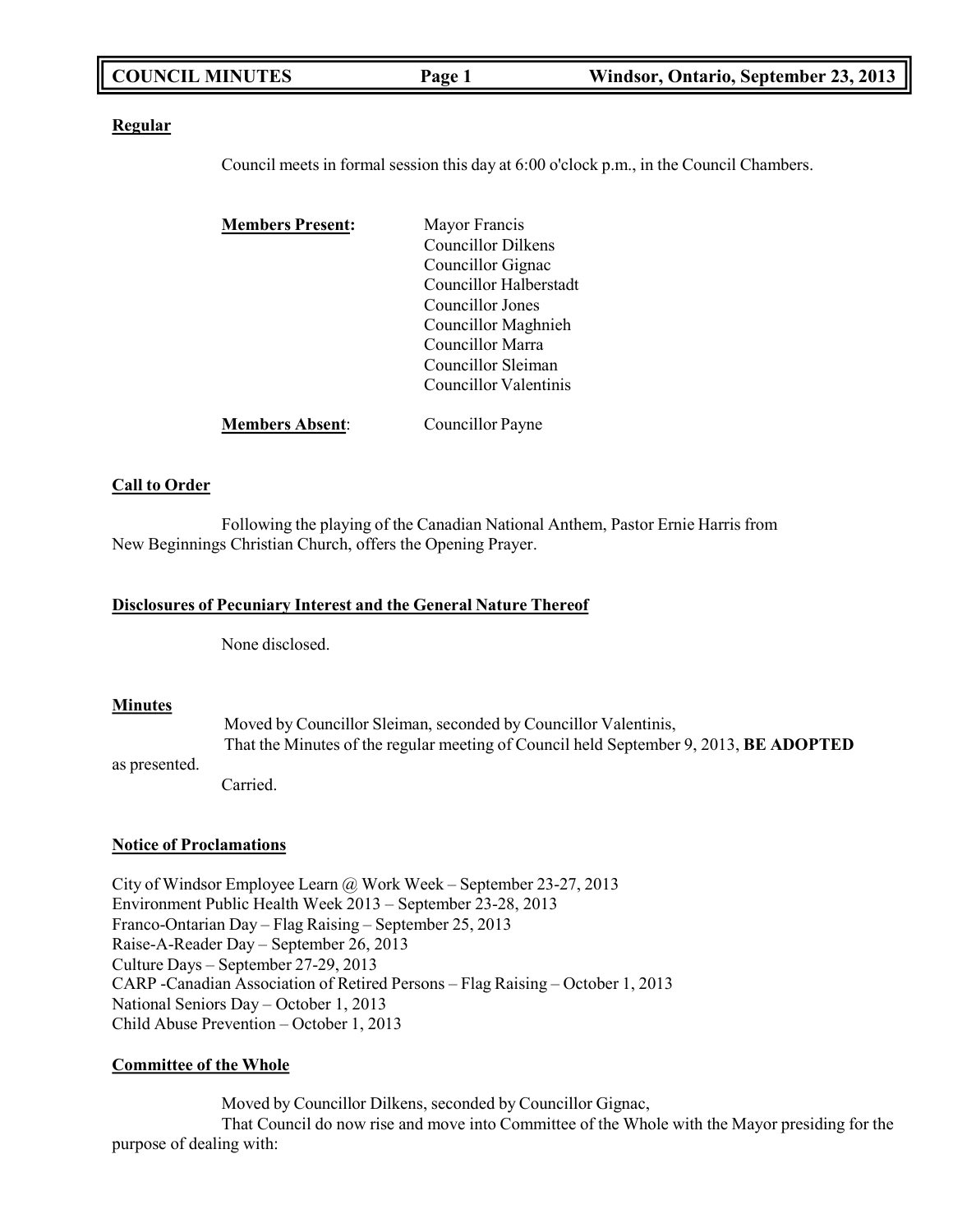**Regular**

Council meets in formal session this day at 6:00 o'clock p.m., in the Council Chambers.

**Members Present:**

Mayor Francis
Councillor Dilkens
Councillor Gignac
Councillor Halberstadt
Councillor Jones
Councillor Maghnieh
Councillor Marra
Councillor Sleiman
Councillor Valentinis

**Members Absent**: Councillor Payne

**Call to Order**

Following the playing of the Canadian National Anthem, Pastor Ernie Harris from New Beginnings Christian Church, offers the Opening Prayer.

**Disclosures of Pecuniary Interest and the General Nature Thereof**

None disclosed.

**Minutes**

Moved by Councillor Sleiman, seconded by Councillor Valentinis,
That the Minutes of the regular meeting of Council held September 9, 2013, **BE ADOPTED** as presented.
Carried.

**Notice of Proclamations**

City of Windsor Employee Learn @ Work Week – September 23-27, 2013
Environment Public Health Week 2013 – September 23-28, 2013
Franco-Ontarian Day – Flag Raising – September 25, 2013
Raise-A-Reader Day – September 26, 2013
Culture Days – September 27-29, 2013
CARP -Canadian Association of Retired Persons – Flag Raising – October 1, 2013
National Seniors Day – October 1, 2013
Child Abuse Prevention – October 1, 2013

**Committee of the Whole**

Moved by Councillor Dilkens, seconded by Councillor Gignac,
That Council do now rise and move into Committee of the Whole with the Mayor presiding for the purpose of dealing with: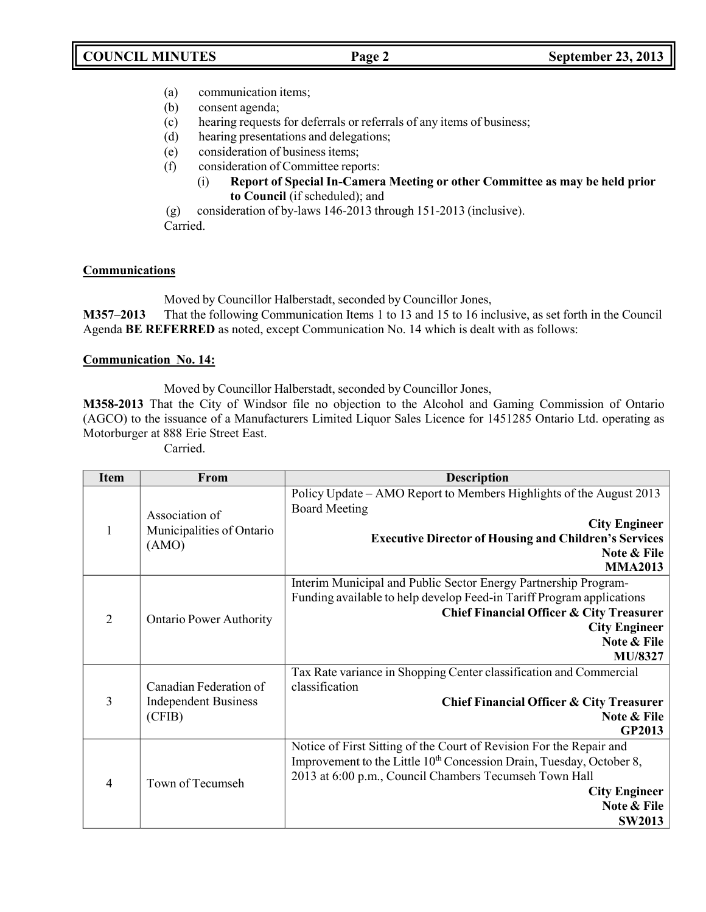(a) communication items;
(b) consent agenda;
(c) hearing requests for deferrals or referrals of any items of business;
(d) hearing presentations and delegations;
(e) consideration of business items;
(f) consideration of Committee reports:
    (i) **Report of Special In-Camera Meeting or other Committee as may be held prior to Council** (if scheduled); and
(g) consideration of by-laws 146-2013 through 151-2013 (inclusive).

Carried.

**Communications**

Moved by Councillor Halberstadt, seconded by Councillor Jones,

**M357–2013** That the following Communication Items 1 to 13 and 15 to 16 inclusive, as set forth in the Council Agenda **BE REFERRED** as noted, except Communication No. 14 which is dealt with as follows:

**Communication No. 14:**

Moved by Councillor Halberstadt, seconded by Councillor Jones,

**M358-2013** That the City of Windsor file no objection to the Alcohol and Gaming Commission of Ontario (AGCO) to the issuance of a Manufacturers Limited Liquor Sales Licence for 1451285 Ontario Ltd. operating as Motorburger at 888 Erie Street East.

Carried.

| Item | From | Description |
|---|---|---|
| 1 | Association of Municipalities of Ontario (AMO) | Policy Update – AMO Report to Members Highlights of the August 2013 Board Meeting<br>**City Engineer**<br>**Executive Director of Housing and Children's Services**<br>**Note & File**<br>**MMA2013** |
| 2 | Ontario Power Authority | Interim Municipal and Public Sector Energy Partnership Program-Funding available to help develop Feed-in Tariff Program applications<br>**Chief Financial Officer & City Treasurer**<br>**City Engineer**<br>**Note & File**<br>**MU/8327** |
| 3 | Canadian Federation of Independent Business (CFIB) | Tax Rate variance in Shopping Center classification and Commercial classification<br>**Chief Financial Officer & City Treasurer**<br>**Note & File**<br>**GP2013** |
| 4 | Town of Tecumseh | Notice of First Sitting of the Court of Revision For the Repair and Improvement to the Little 10th Concession Drain, Tuesday, October 8, 2013 at 6:00 p.m., Council Chambers Tecumseh Town Hall<br>**City Engineer**<br>**Note & File**<br>**SW2013** |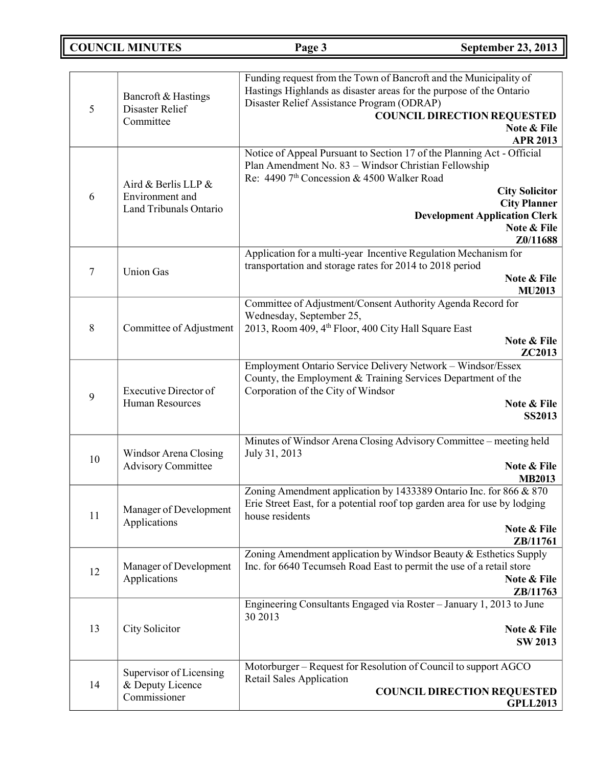| | | |
|---|---|---|
| 5 | Bancroft & Hastings Disaster Relief Committee | Funding request from the Town of Bancroft and the Municipality of Hastings Highlands as disaster areas for the purpose of the Ontario Disaster Relief Assistance Program (ODRAP)<br>**COUNCIL DIRECTION REQUESTED**<br>**Note & File**<br>**APR 2013** |
| 6 | Aird & Berlis LLP & Environment and Land Tribunals Ontario | Notice of Appeal Pursuant to Section 17 of the Planning Act - Official Plan Amendment No. 83 – Windsor Christian Fellowship<br>Re: 4490 7th Concession & 4500 Walker Road<br>**City Solicitor**<br>**City Planner**<br>**Development Application Clerk**<br>**Note & File**<br>**Z0/11688** |
| 7 | Union Gas | Application for a multi-year Incentive Regulation Mechanism for transportation and storage rates for 2014 to 2018 period<br>**Note & File**<br>**MU2013** |
| 8 | Committee of Adjustment | Committee of Adjustment/Consent Authority Agenda Record for Wednesday, September 25, 2013, Room 409, 4th Floor, 400 City Hall Square East<br>**Note & File**<br>**ZC2013** |
| 9 | Executive Director of Human Resources | Employment Ontario Service Delivery Network – Windsor/Essex County, the Employment & Training Services Department of the Corporation of the City of Windsor<br>**Note & File**<br>**SS2013** |
| 10 | Windsor Arena Closing Advisory Committee | Minutes of Windsor Arena Closing Advisory Committee – meeting held July 31, 2013<br>**Note & File**<br>**MB2013** |
| 11 | Manager of Development Applications | Zoning Amendment application by 1433389 Ontario Inc. for 866 & 870 Erie Street East, for a potential roof top garden area for use by lodging house residents<br>**Note & File**<br>**ZB/11761** |
| 12 | Manager of Development Applications | Zoning Amendment application by Windsor Beauty & Esthetics Supply Inc. for 6640 Tecumseh Road East to permit the use of a retail store<br>**Note & File**<br>**ZB/11763** |
| 13 | City Solicitor | Engineering Consultants Engaged via Roster – January 1, 2013 to June 30 2013<br>**Note & File**<br>**SW 2013** |
| 14 | Supervisor of Licensing & Deputy Licence Commissioner | Motorburger – Request for Resolution of Council to support AGCO Retail Sales Application<br>**COUNCIL DIRECTION REQUESTED**<br>**GPLL2013** |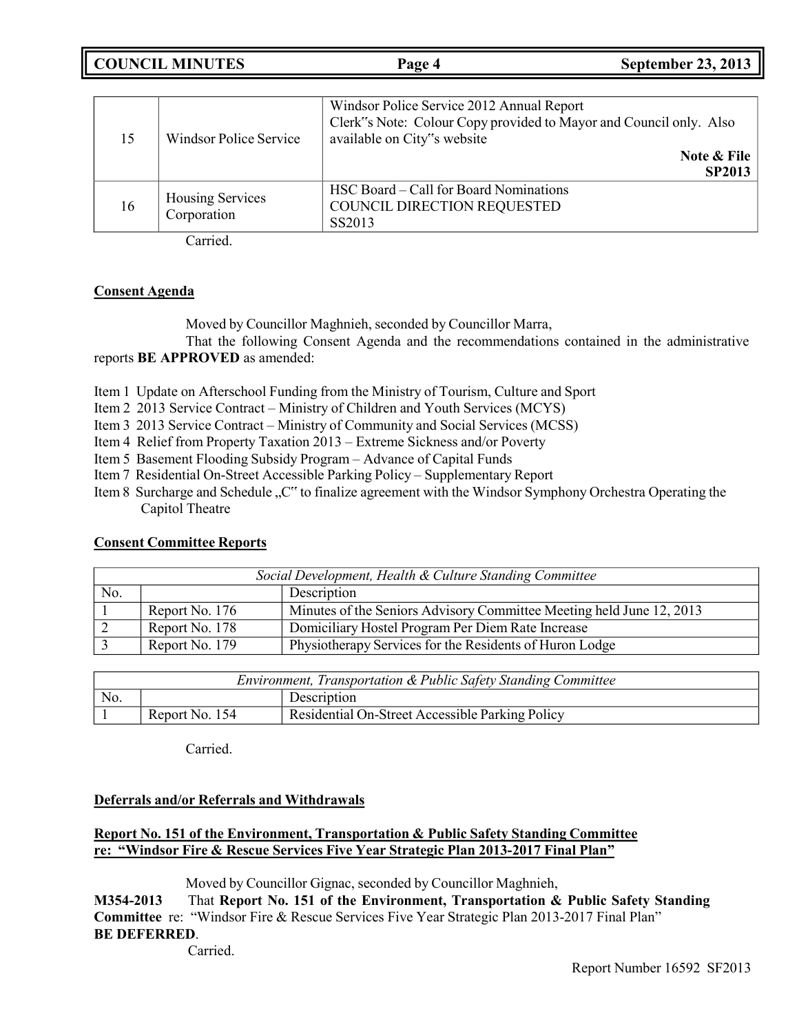| 15 | Windsor Police Service | Windsor Police Service 2012 Annual Report<br>Clerk"s Note: Colour Copy provided to Mayor and Council only. Also available on City"s website<br>**Note & File**<br>**SP2013** |
|---|---|---|
| 16 | Housing Services Corporation | HSC Board – Call for Board Nominations<br>COUNCIL DIRECTION REQUESTED<br>SS2013 |

Carried.

**Consent Agenda**

Moved by Councillor Maghnieh, seconded by Councillor Marra,

That the following Consent Agenda and the recommendations contained in the administrative reports **BE APPROVED** as amended:

Item 1 Update on Afterschool Funding from the Ministry of Tourism, Culture and Sport
Item 2 2013 Service Contract – Ministry of Children and Youth Services (MCYS)
Item 3 2013 Service Contract – Ministry of Community and Social Services (MCSS)
Item 4 Relief from Property Taxation 2013 – Extreme Sickness and/or Poverty
Item 5 Basement Flooding Subsidy Program – Advance of Capital Funds
Item 7 Residential On-Street Accessible Parking Policy – Supplementary Report
Item 8 Surcharge and Schedule „C" to finalize agreement with the Windsor Symphony Orchestra Operating the Capitol Theatre

**Consent Committee Reports**

| *Social Development, Health & Culture Standing Committee* | | |
|---|---|---|
| No. | | Description |
| 1 | Report No. 176 | Minutes of the Seniors Advisory Committee Meeting held June 12, 2013 |
| 2 | Report No. 178 | Domiciliary Hostel Program Per Diem Rate Increase |
| 3 | Report No. 179 | Physiotherapy Services for the Residents of Huron Lodge |

| *Environment, Transportation & Public Safety Standing Committee* | | |
|---|---|---|
| No. | | Description |
| 1 | Report No. 154 | Residential On-Street Accessible Parking Policy |

Carried.

**Deferrals and/or Referrals and Withdrawals**

**Report No. 151 of the Environment, Transportation & Public Safety Standing Committee re: "Windsor Fire & Rescue Services Five Year Strategic Plan 2013-2017 Final Plan"**

Moved by Councillor Gignac, seconded by Councillor Maghnieh,

**M354-2013** That **Report No. 151 of the Environment, Transportation & Public Safety Standing Committee** re: "Windsor Fire & Rescue Services Five Year Strategic Plan 2013-2017 Final Plan" **BE DEFERRED**.

Carried.

Report Number 16592 SF2013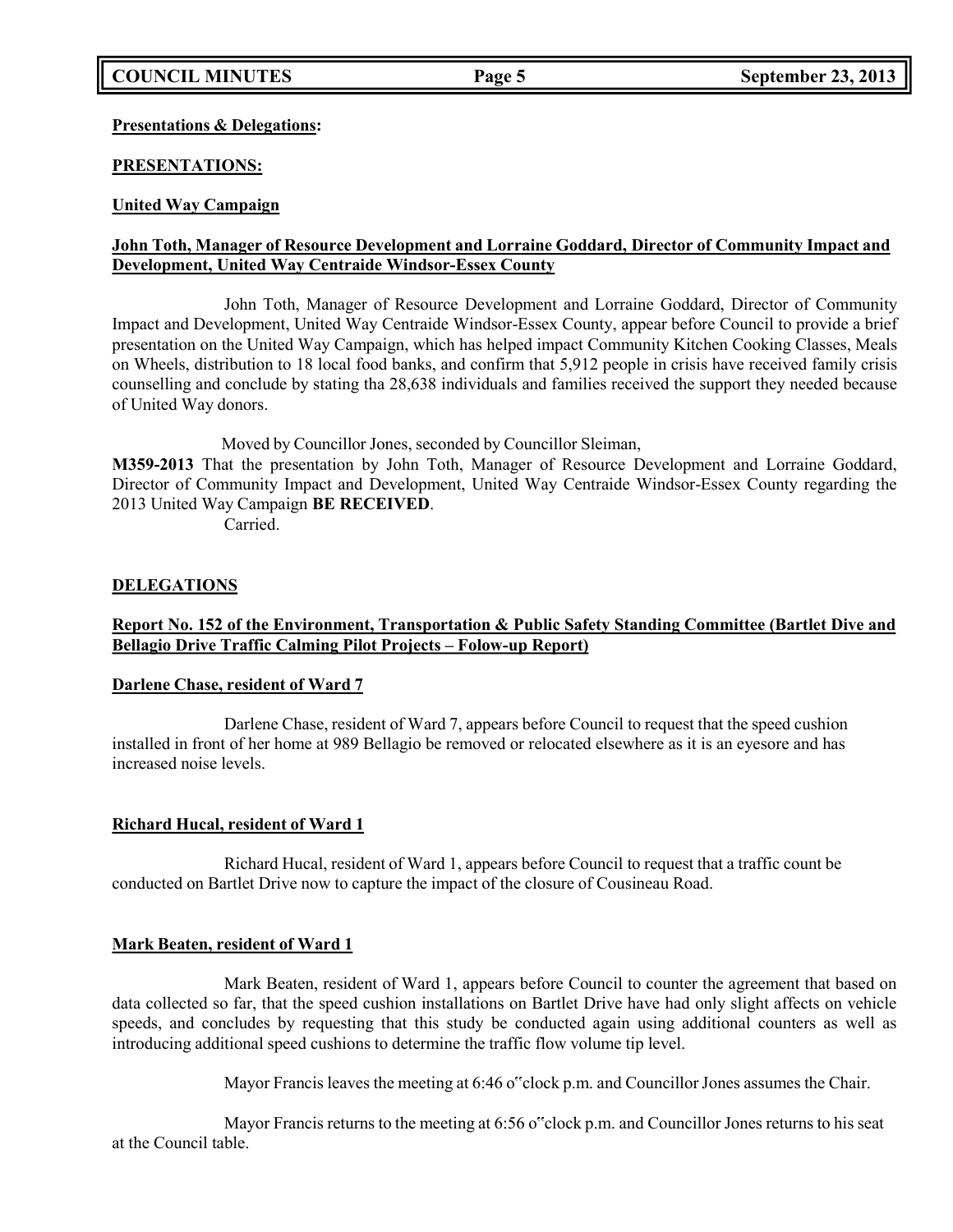**Presentations & Delegations:**

**PRESENTATIONS:**

**United Way Campaign**

**John Toth, Manager of Resource Development and Lorraine Goddard, Director of Community Impact and Development, United Way Centraide Windsor-Essex County**

John Toth, Manager of Resource Development and Lorraine Goddard, Director of Community Impact and Development, United Way Centraide Windsor-Essex County, appear before Council to provide a brief presentation on the United Way Campaign, which has helped impact Community Kitchen Cooking Classes, Meals on Wheels, distribution to 18 local food banks, and confirm that 5,912 people in crisis have received family crisis counselling and conclude by stating tha 28,638 individuals and families received the support they needed because of United Way donors.

Moved by Councillor Jones, seconded by Councillor Sleiman,

**M359-2013** That the presentation by John Toth, Manager of Resource Development and Lorraine Goddard, Director of Community Impact and Development, United Way Centraide Windsor-Essex County regarding the 2013 United Way Campaign **BE RECEIVED**.

Carried.

**DELEGATIONS**

**Report No. 152 of the Environment, Transportation & Public Safety Standing Committee (Bartlet Dive and Bellagio Drive Traffic Calming Pilot Projects – Folow-up Report)**

**Darlene Chase, resident of Ward 7**

Darlene Chase, resident of Ward 7, appears before Council to request that the speed cushion installed in front of her home at 989 Bellagio be removed or relocated elsewhere as it is an eyesore and has increased noise levels.

**Richard Hucal, resident of Ward 1**

Richard Hucal, resident of Ward 1, appears before Council to request that a traffic count be conducted on Bartlet Drive now to capture the impact of the closure of Cousineau Road.

**Mark Beaten, resident of Ward 1**

Mark Beaten, resident of Ward 1, appears before Council to counter the agreement that based on data collected so far, that the speed cushion installations on Bartlet Drive have had only slight affects on vehicle speeds, and concludes by requesting that this study be conducted again using additional counters as well as introducing additional speed cushions to determine the traffic flow volume tip level.

Mayor Francis leaves the meeting at 6:46 o"clock p.m. and Councillor Jones assumes the Chair.

Mayor Francis returns to the meeting at 6:56 o"clock p.m. and Councillor Jones returns to his seat at the Council table.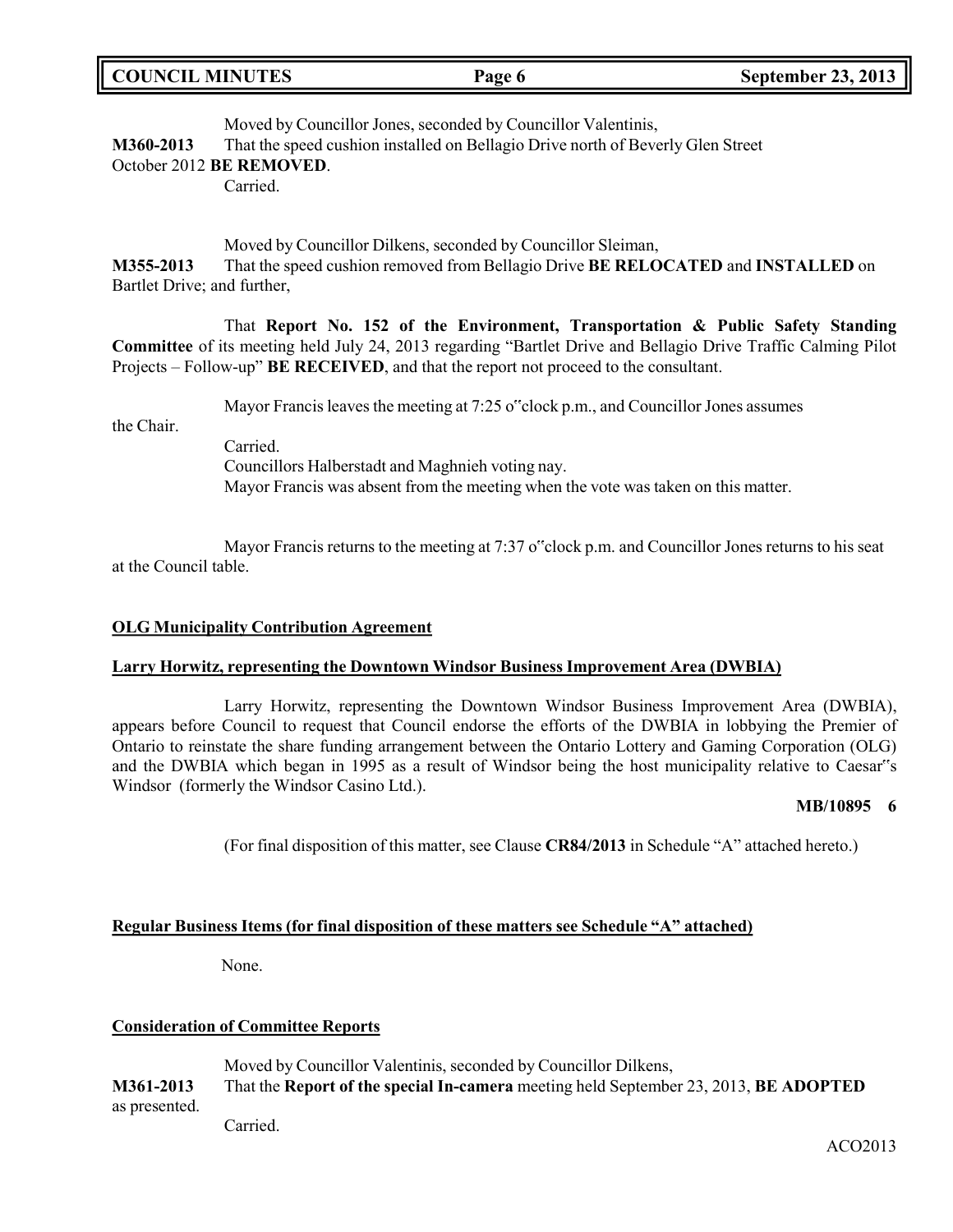Moved by Councillor Jones, seconded by Councillor Valentinis,

**M360-2013** That the speed cushion installed on Bellagio Drive north of Beverly Glen Street October 2012 **BE REMOVED**.

Carried.

Moved by Councillor Dilkens, seconded by Councillor Sleiman,

**M355-2013** That the speed cushion removed from Bellagio Drive **BE RELOCATED** and **INSTALLED** on Bartlet Drive; and further,

That **Report No. 152 of the Environment, Transportation & Public Safety Standing Committee** of its meeting held July 24, 2013 regarding "Bartlet Drive and Bellagio Drive Traffic Calming Pilot Projects – Follow-up" **BE RECEIVED**, and that the report not proceed to the consultant.

Mayor Francis leaves the meeting at 7:25 o"clock p.m., and Councillor Jones assumes the Chair.

Carried.

Councillors Halberstadt and Maghnieh voting nay.

Mayor Francis was absent from the meeting when the vote was taken on this matter.

Mayor Francis returns to the meeting at 7:37 o"clock p.m. and Councillor Jones returns to his seat at the Council table.

**OLG Municipality Contribution Agreement**

**Larry Horwitz, representing the Downtown Windsor Business Improvement Area (DWBIA)**

Larry Horwitz, representing the Downtown Windsor Business Improvement Area (DWBIA), appears before Council to request that Council endorse the efforts of the DWBIA in lobbying the Premier of Ontario to reinstate the share funding arrangement between the Ontario Lottery and Gaming Corporation (OLG) and the DWBIA which began in 1995 as a result of Windsor being the host municipality relative to Caesar"s Windsor (formerly the Windsor Casino Ltd.).

**MB/10895 6**

(For final disposition of this matter, see Clause **CR84/2013** in Schedule "A" attached hereto.)

**Regular Business Items (for final disposition of these matters see Schedule "A" attached)**

None.

**Consideration of Committee Reports**

Moved by Councillor Valentinis, seconded by Councillor Dilkens,

**M361-2013** That the **Report of the special In-camera** meeting held September 23, 2013, **BE ADOPTED** as presented.

Carried.

ACO2013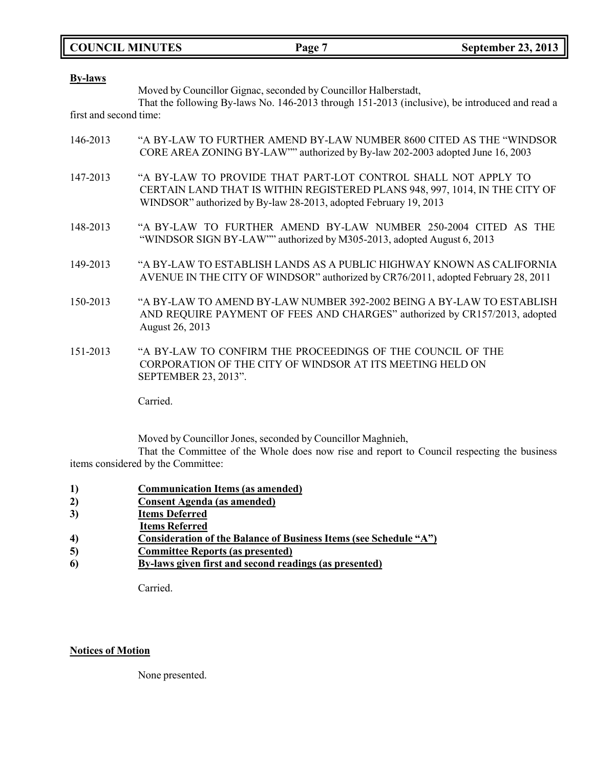**By-laws**

Moved by Councillor Gignac, seconded by Councillor Halberstadt,

That the following By-laws No. 146-2013 through 151-2013 (inclusive), be introduced and read a first and second time:

146-2013 "A BY-LAW TO FURTHER AMEND BY-LAW NUMBER 8600 CITED AS THE "WINDSOR CORE AREA ZONING BY-LAW"" authorized by By-law 202-2003 adopted June 16, 2003

147-2013 "A BY-LAW TO PROVIDE THAT PART-LOT CONTROL SHALL NOT APPLY TO CERTAIN LAND THAT IS WITHIN REGISTERED PLANS 948, 997, 1014, IN THE CITY OF WINDSOR" authorized by By-law 28-2013, adopted February 19, 2013

148-2013 "A BY-LAW TO FURTHER AMEND BY-LAW NUMBER 250-2004 CITED AS THE "WINDSOR SIGN BY-LAW"" authorized by M305-2013, adopted August 6, 2013

149-2013 "A BY-LAW TO ESTABLISH LANDS AS A PUBLIC HIGHWAY KNOWN AS CALIFORNIA AVENUE IN THE CITY OF WINDSOR" authorized by CR76/2011, adopted February 28, 2011

150-2013 "A BY-LAW TO AMEND BY-LAW NUMBER 392-2002 BEING A BY-LAW TO ESTABLISH AND REQUIRE PAYMENT OF FEES AND CHARGES" authorized by CR157/2013, adopted August 26, 2013

151-2013 "A BY-LAW TO CONFIRM THE PROCEEDINGS OF THE COUNCIL OF THE CORPORATION OF THE CITY OF WINDSOR AT ITS MEETING HELD ON SEPTEMBER 23, 2013".

Carried.

Moved by Councillor Jones, seconded by Councillor Maghnieh,

That the Committee of the Whole does now rise and report to Council respecting the business items considered by the Committee:

1) **Communication Items (as amended)**
2) **Consent Agenda (as amended)**
3) **Items Deferred**
   **Items Referred**
4) **Consideration of the Balance of Business Items (see Schedule "A")**
5) **Committee Reports (as presented)**
6) **By-laws given first and second readings (as presented)**

Carried.

**Notices of Motion**

None presented.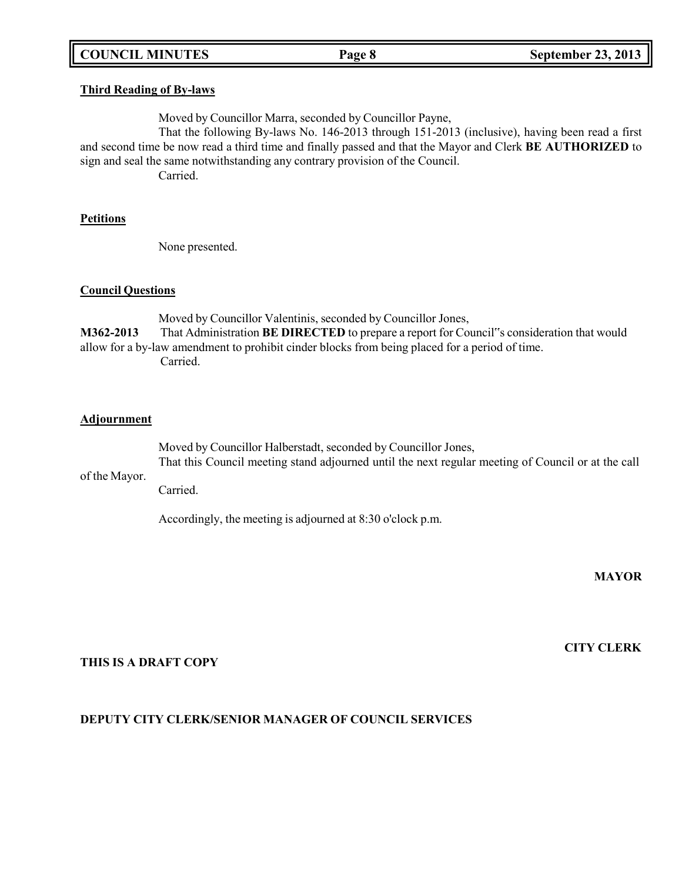### Third Reading of By-laws

Moved by Councillor Marra, seconded by Councillor Payne,

That the following By-laws No. 146-2013 through 151-2013 (inclusive), having been read a first and second time be now read a third time and finally passed and that the Mayor and Clerk **BE AUTHORIZED** to sign and seal the same notwithstanding any contrary provision of the Council.

Carried.

### Petitions

None presented.

### Council Questions

Moved by Councillor Valentinis, seconded by Councillor Jones,

**M362-2013** That Administration **BE DIRECTED** to prepare a report for Council"s consideration that would allow for a by-law amendment to prohibit cinder blocks from being placed for a period of time.

Carried.

### Adjournment

Moved by Councillor Halberstadt, seconded by Councillor Jones,

That this Council meeting stand adjourned until the next regular meeting of Council or at the call of the Mayor.

Carried.

Accordingly, the meeting is adjourned at 8:30 o'clock p.m.

**MAYOR**

**CITY CLERK**

**THIS IS A DRAFT COPY**

**DEPUTY CITY CLERK/SENIOR MANAGER OF COUNCIL SERVICES**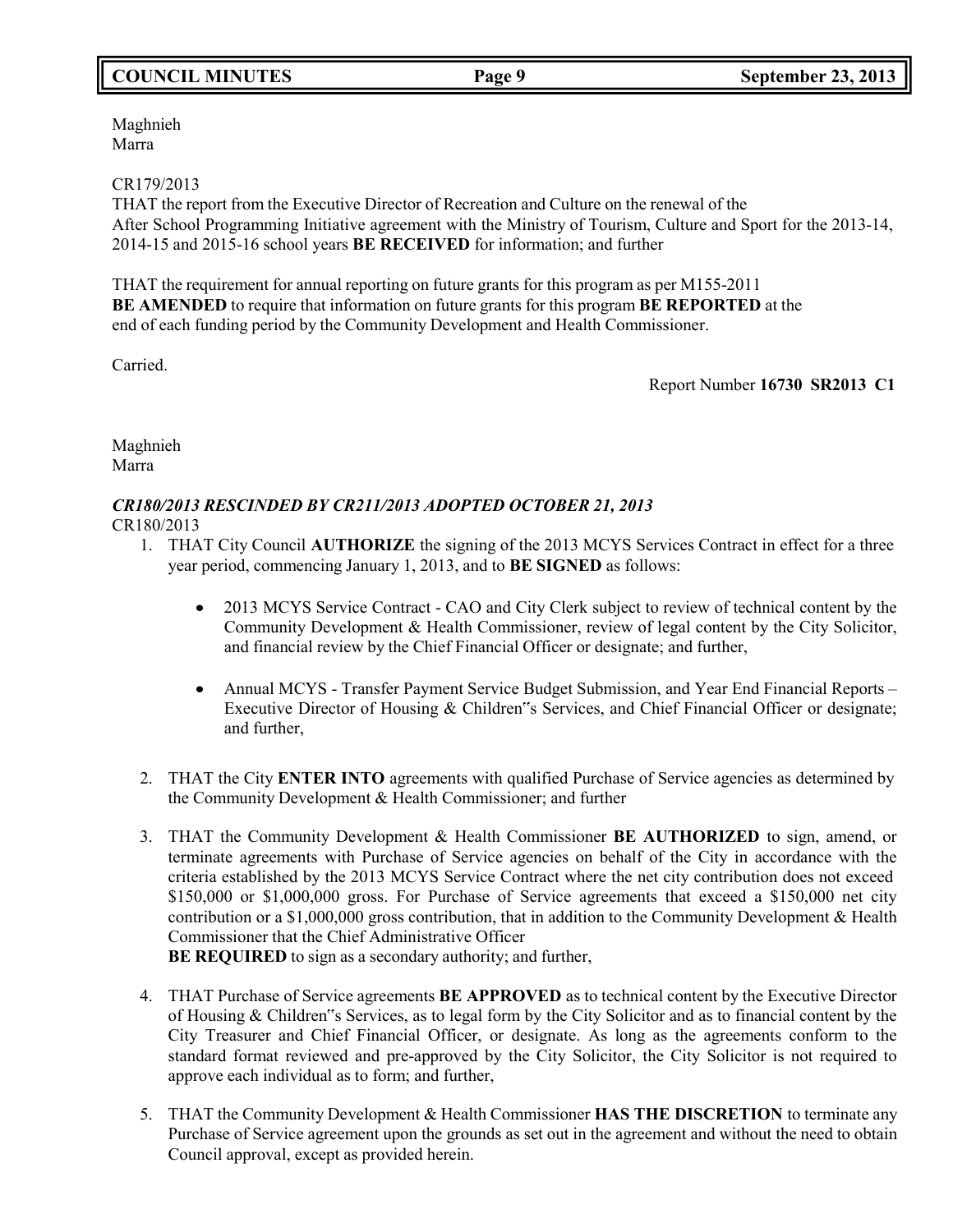Maghnieh
Marra

CR179/2013
THAT the report from the Executive Director of Recreation and Culture on the renewal of the After School Programming Initiative agreement with the Ministry of Tourism, Culture and Sport for the 2013-14, 2014-15 and 2015-16 school years **BE RECEIVED** for information; and further

THAT the requirement for annual reporting on future grants for this program as per M155-2011 **BE AMENDED** to require that information on future grants for this program **BE REPORTED** at the end of each funding period by the Community Development and Health Commissioner.

Carried.

Report Number **16730 SR2013 C1**

Maghnieh
Marra

***CR180/2013 RESCINDED BY CR211/2013 ADOPTED OCTOBER 21, 2013***
CR180/2013

1. THAT City Council **AUTHORIZE** the signing of the 2013 MCYS Services Contract in effect for a three year period, commencing January 1, 2013, and to **BE SIGNED** as follows:

   - 2013 MCYS Service Contract - CAO and City Clerk subject to review of technical content by the Community Development & Health Commissioner, review of legal content by the City Solicitor, and financial review by the Chief Financial Officer or designate; and further,

   - Annual MCYS - Transfer Payment Service Budget Submission, and Year End Financial Reports – Executive Director of Housing & Children"s Services, and Chief Financial Officer or designate; and further,

2. THAT the City **ENTER INTO** agreements with qualified Purchase of Service agencies as determined by the Community Development & Health Commissioner; and further

3. THAT the Community Development & Health Commissioner **BE AUTHORIZED** to sign, amend, or terminate agreements with Purchase of Service agencies on behalf of the City in accordance with the criteria established by the 2013 MCYS Service Contract where the net city contribution does not exceed $150,000 or $1,000,000 gross. For Purchase of Service agreements that exceed a $150,000 net city contribution or a $1,000,000 gross contribution, that in addition to the Community Development & Health Commissioner that the Chief Administrative Officer **BE REQUIRED** to sign as a secondary authority; and further,

4. THAT Purchase of Service agreements **BE APPROVED** as to technical content by the Executive Director of Housing & Children"s Services, as to legal form by the City Solicitor and as to financial content by the City Treasurer and Chief Financial Officer, or designate. As long as the agreements conform to the standard format reviewed and pre-approved by the City Solicitor, the City Solicitor is not required to approve each individual as to form; and further,

5. THAT the Community Development & Health Commissioner **HAS THE DISCRETION** to terminate any Purchase of Service agreement upon the grounds as set out in the agreement and without the need to obtain Council approval, except as provided herein.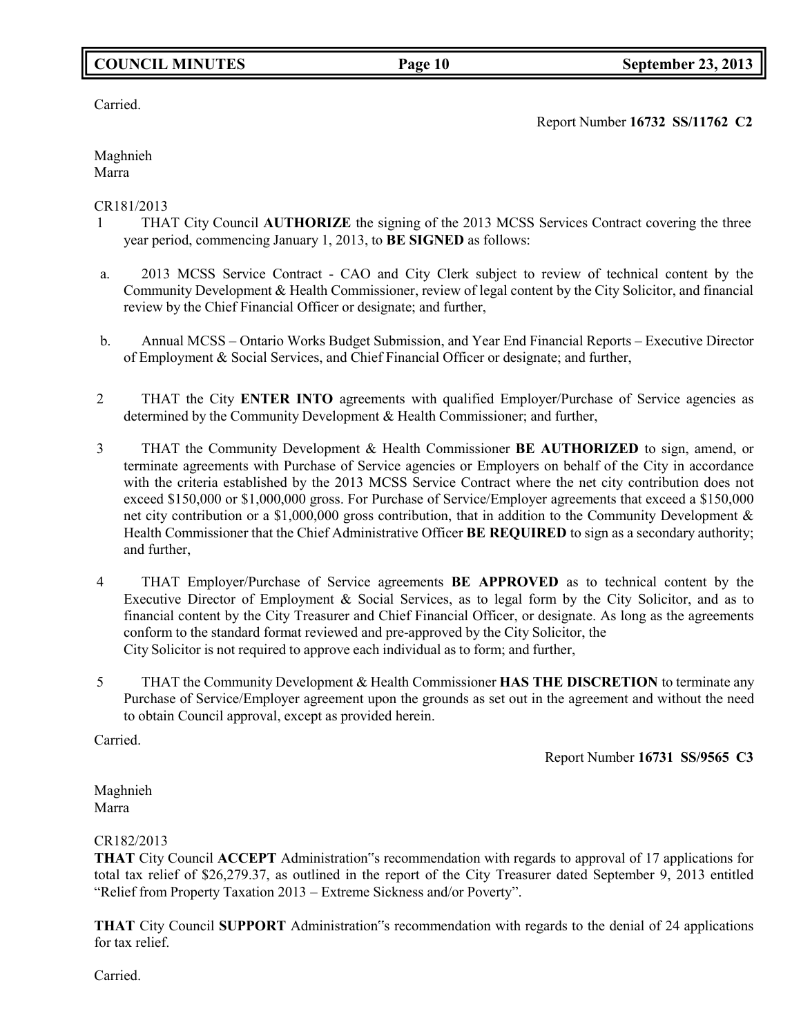Carried.

Report Number **16732 SS/11762 C2**

Maghnieh
Marra

CR181/2013

1 THAT City Council **AUTHORIZE** the signing of the 2013 MCSS Services Contract covering the three year period, commencing January 1, 2013, to **BE SIGNED** as follows:

a. 2013 MCSS Service Contract - CAO and City Clerk subject to review of technical content by the Community Development & Health Commissioner, review of legal content by the City Solicitor, and financial review by the Chief Financial Officer or designate; and further,

b. Annual MCSS – Ontario Works Budget Submission, and Year End Financial Reports – Executive Director of Employment & Social Services, and Chief Financial Officer or designate; and further,

2 THAT the City **ENTER INTO** agreements with qualified Employer/Purchase of Service agencies as determined by the Community Development & Health Commissioner; and further,

3 THAT the Community Development & Health Commissioner **BE AUTHORIZED** to sign, amend, or terminate agreements with Purchase of Service agencies or Employers on behalf of the City in accordance with the criteria established by the 2013 MCSS Service Contract where the net city contribution does not exceed $150,000 or $1,000,000 gross. For Purchase of Service/Employer agreements that exceed a $150,000 net city contribution or a $1,000,000 gross contribution, that in addition to the Community Development & Health Commissioner that the Chief Administrative Officer **BE REQUIRED** to sign as a secondary authority; and further,

4 THAT Employer/Purchase of Service agreements **BE APPROVED** as to technical content by the Executive Director of Employment & Social Services, as to legal form by the City Solicitor, and as to financial content by the City Treasurer and Chief Financial Officer, or designate. As long as the agreements conform to the standard format reviewed and pre-approved by the City Solicitor, the City Solicitor is not required to approve each individual as to form; and further,

5 THAT the Community Development & Health Commissioner **HAS THE DISCRETION** to terminate any Purchase of Service/Employer agreement upon the grounds as set out in the agreement and without the need to obtain Council approval, except as provided herein.

Carried.

Report Number **16731 SS/9565 C3**

Maghnieh
Marra

CR182/2013

**THAT** City Council **ACCEPT** Administration"s recommendation with regards to approval of 17 applications for total tax relief of $26,279.37, as outlined in the report of the City Treasurer dated September 9, 2013 entitled "Relief from Property Taxation 2013 – Extreme Sickness and/or Poverty".

**THAT** City Council **SUPPORT** Administration"s recommendation with regards to the denial of 24 applications for tax relief.

Carried.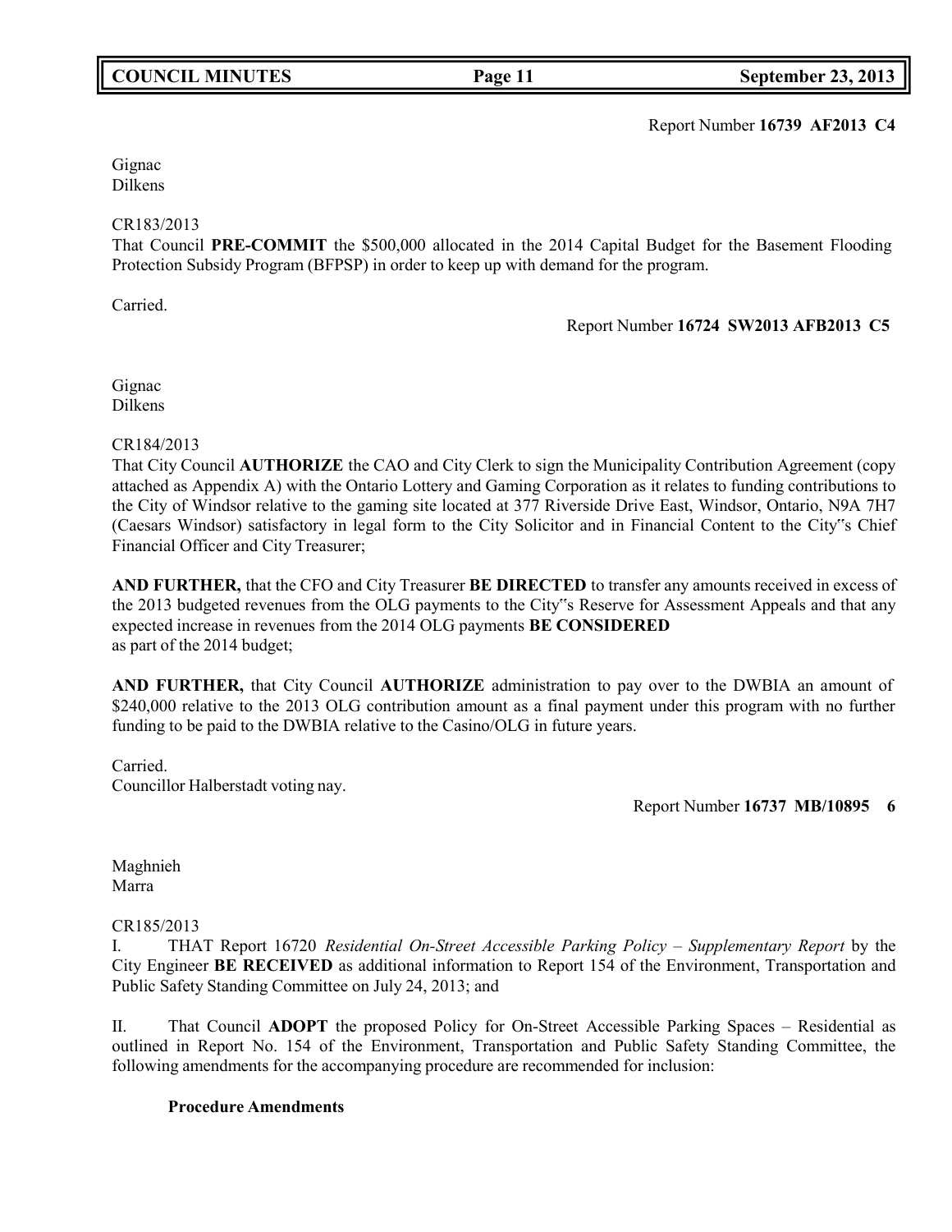Report Number **16739 AF2013 C4**

Gignac
Dilkens

CR183/2013
That Council **PRE-COMMIT** the $500,000 allocated in the 2014 Capital Budget for the Basement Flooding Protection Subsidy Program (BFPSP) in order to keep up with demand for the program.

Carried.

Report Number **16724 SW2013 AFB2013 C5**

Gignac
Dilkens

CR184/2013
That City Council **AUTHORIZE** the CAO and City Clerk to sign the Municipality Contribution Agreement (copy attached as Appendix A) with the Ontario Lottery and Gaming Corporation as it relates to funding contributions to the City of Windsor relative to the gaming site located at 377 Riverside Drive East, Windsor, Ontario, N9A 7H7 (Caesars Windsor) satisfactory in legal form to the City Solicitor and in Financial Content to the City"s Chief Financial Officer and City Treasurer;

**AND FURTHER,** that the CFO and City Treasurer **BE DIRECTED** to transfer any amounts received in excess of the 2013 budgeted revenues from the OLG payments to the City"s Reserve for Assessment Appeals and that any expected increase in revenues from the 2014 OLG payments **BE CONSIDERED** as part of the 2014 budget;

**AND FURTHER,** that City Council **AUTHORIZE** administration to pay over to the DWBIA an amount of $240,000 relative to the 2013 OLG contribution amount as a final payment under this program with no further funding to be paid to the DWBIA relative to the Casino/OLG in future years.

Carried.
Councillor Halberstadt voting nay.

Report Number **16737 MB/10895 6**

Maghnieh
Marra

CR185/2013
I. THAT Report 16720 *Residential On-Street Accessible Parking Policy – Supplementary Report* by the City Engineer **BE RECEIVED** as additional information to Report 154 of the Environment, Transportation and Public Safety Standing Committee on July 24, 2013; and

II. That Council **ADOPT** the proposed Policy for On-Street Accessible Parking Spaces – Residential as outlined in Report No. 154 of the Environment, Transportation and Public Safety Standing Committee, the following amendments for the accompanying procedure are recommended for inclusion:

**Procedure Amendments**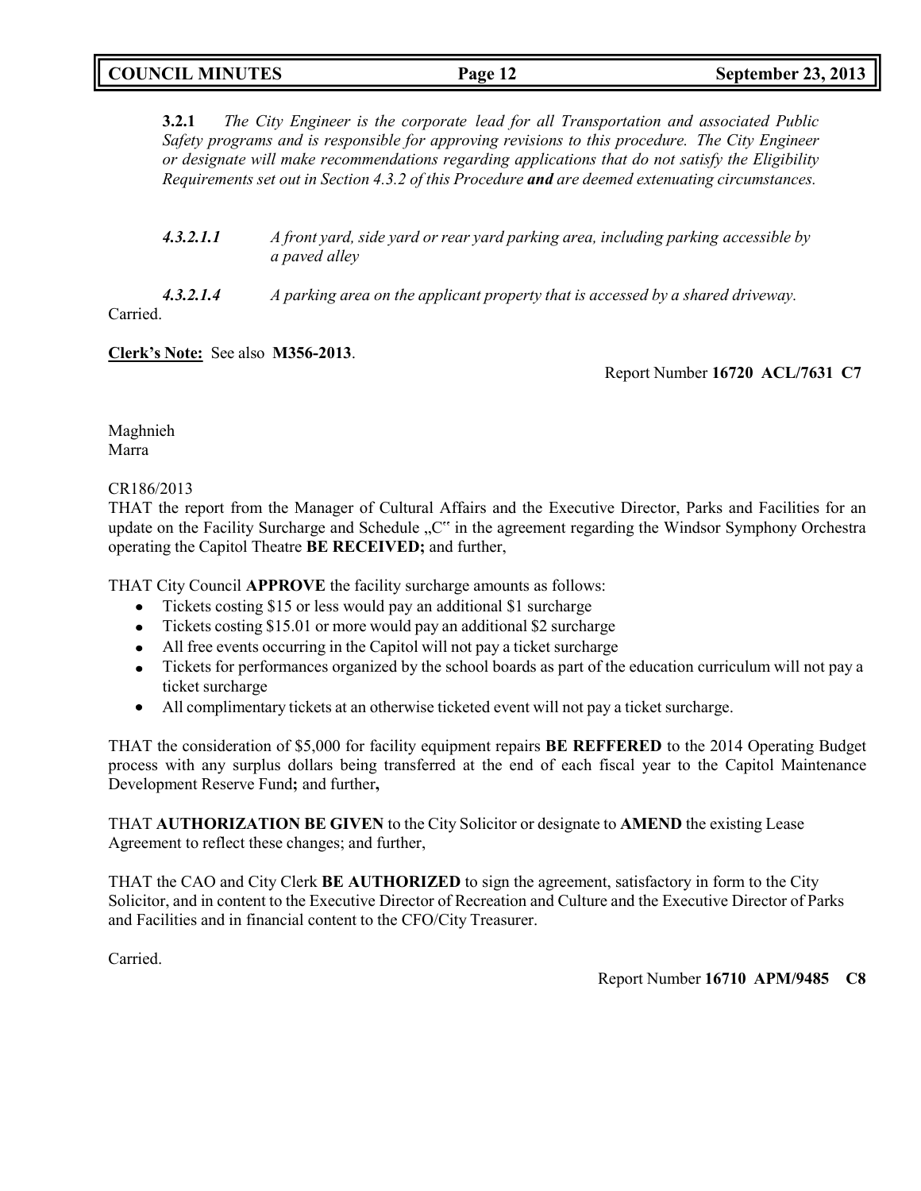**3.2.1** *The City Engineer is the corporate lead for all Transportation and associated Public Safety programs and is responsible for approving revisions to this procedure. The City Engineer or designate will make recommendations regarding applications that do not satisfy the Eligibility Requirements set out in Section 4.3.2 of this Procedure* ***and*** *are deemed extenuating circumstances.*

***4.3.2.1.1*** *A front yard, side yard or rear yard parking area, including parking accessible by a paved alley*

***4.3.2.1.4*** *A parking area on the applicant property that is accessed by a shared driveway.*

Carried.

**Clerk's Note:** See also **M356-2013**.

Report Number **16720 ACL/7631 C7**

Maghnieh
Marra

CR186/2013
THAT the report from the Manager of Cultural Affairs and the Executive Director, Parks and Facilities for an update on the Facility Surcharge and Schedule „C" in the agreement regarding the Windsor Symphony Orchestra operating the Capitol Theatre **BE RECEIVED;** and further,

THAT City Council **APPROVE** the facility surcharge amounts as follows:

- Tickets costing $15 or less would pay an additional $1 surcharge
- Tickets costing $15.01 or more would pay an additional $2 surcharge
- All free events occurring in the Capitol will not pay a ticket surcharge
- Tickets for performances organized by the school boards as part of the education curriculum will not pay a ticket surcharge
- All complimentary tickets at an otherwise ticketed event will not pay a ticket surcharge.

THAT the consideration of $5,000 for facility equipment repairs **BE REFFERED** to the 2014 Operating Budget process with any surplus dollars being transferred at the end of each fiscal year to the Capitol Maintenance Development Reserve Fund**;** and further**,**

THAT **AUTHORIZATION BE GIVEN** to the City Solicitor or designate to **AMEND** the existing Lease Agreement to reflect these changes; and further,

THAT the CAO and City Clerk **BE AUTHORIZED** to sign the agreement, satisfactory in form to the City Solicitor, and in content to the Executive Director of Recreation and Culture and the Executive Director of Parks and Facilities and in financial content to the CFO/City Treasurer.

Carried.

Report Number **16710 APM/9485 C8**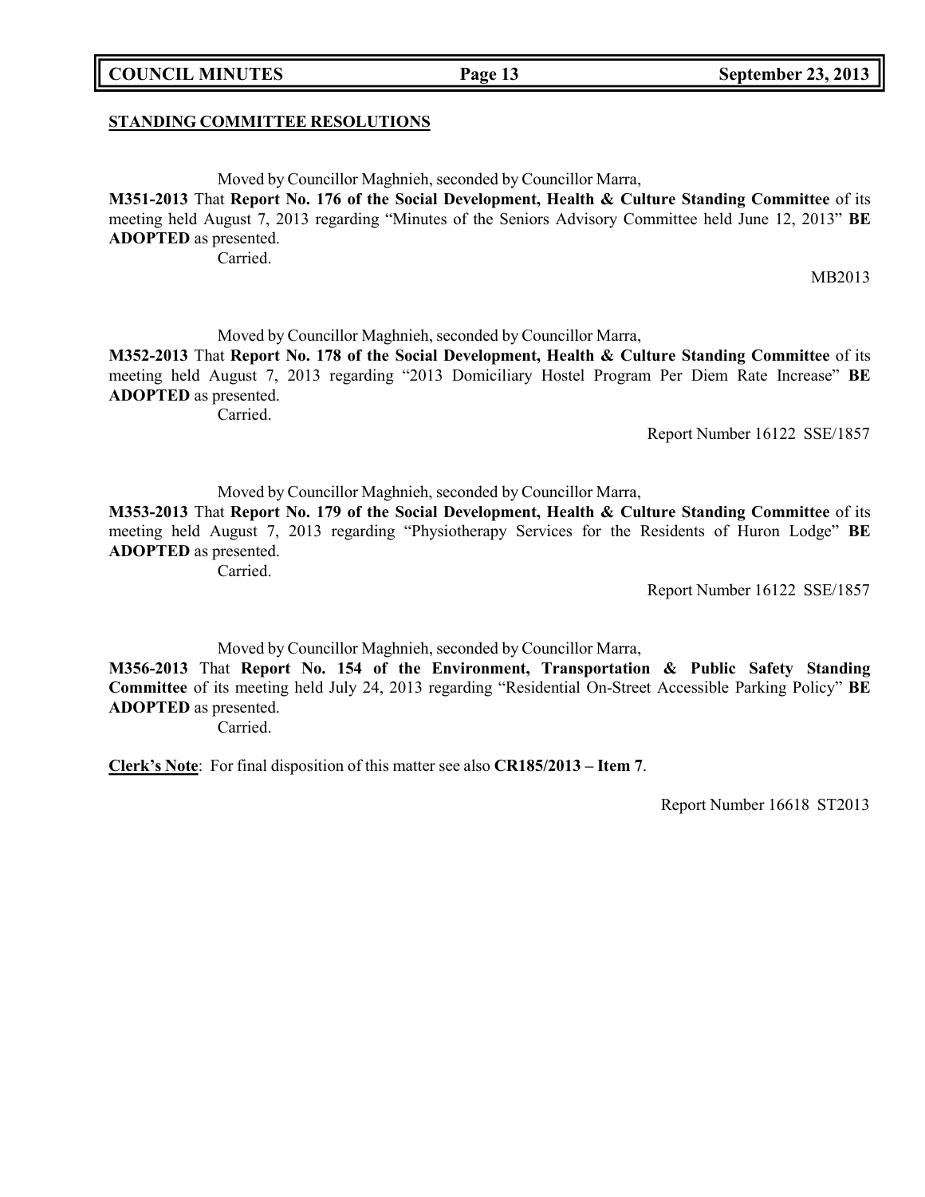## STANDING COMMITTEE RESOLUTIONS

Moved by Councillor Maghnieh, seconded by Councillor Marra,

**M351-2013** That **Report No. 176 of the Social Development, Health & Culture Standing Committee** of its meeting held August 7, 2013 regarding "Minutes of the Seniors Advisory Committee held June 12, 2013" **BE ADOPTED** as presented.

Carried.

MB2013

Moved by Councillor Maghnieh, seconded by Councillor Marra,

**M352-2013** That **Report No. 178 of the Social Development, Health & Culture Standing Committee** of its meeting held August 7, 2013 regarding "2013 Domiciliary Hostel Program Per Diem Rate Increase" **BE ADOPTED** as presented.

Carried.

Report Number 16122 SSE/1857

Moved by Councillor Maghnieh, seconded by Councillor Marra,

**M353-2013** That **Report No. 179 of the Social Development, Health & Culture Standing Committee** of its meeting held August 7, 2013 regarding "Physiotherapy Services for the Residents of Huron Lodge" **BE ADOPTED** as presented.

Carried.

Report Number 16122 SSE/1857

Moved by Councillor Maghnieh, seconded by Councillor Marra,

**M356-2013** That **Report No. 154 of the Environment, Transportation & Public Safety Standing Committee** of its meeting held July 24, 2013 regarding "Residential On-Street Accessible Parking Policy" **BE ADOPTED** as presented.

Carried.

**Clerk's Note**: For final disposition of this matter see also **CR185/2013 – Item 7**.

Report Number 16618 ST2013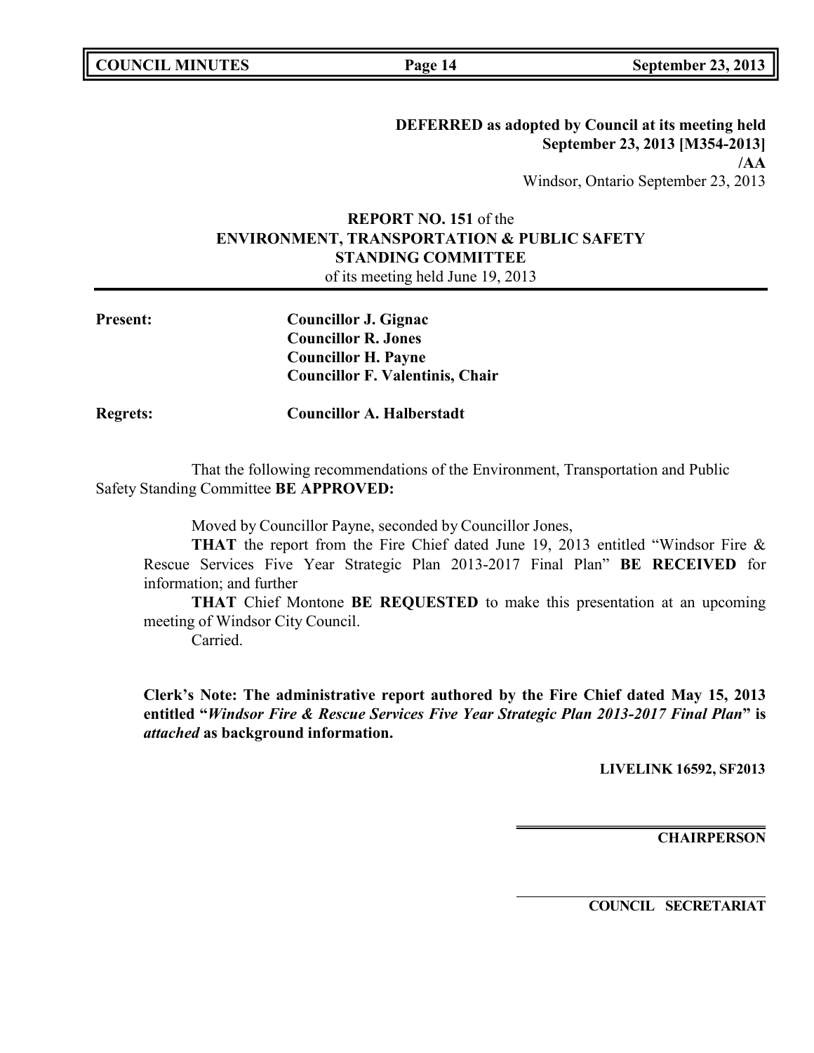**DEFERRED as adopted by Council at its meeting held September 23, 2013 [M354-2013]**
**/AA**
Windsor, Ontario September 23, 2013

**REPORT NO. 151** of the
**ENVIRONMENT, TRANSPORTATION & PUBLIC SAFETY STANDING COMMITTEE**
of its meeting held June 19, 2013

**Present:** **Councillor J. Gignac**
**Councillor R. Jones**
**Councillor H. Payne**
**Councillor F. Valentinis, Chair**

**Regrets:** **Councillor A. Halberstadt**

That the following recommendations of the Environment, Transportation and Public Safety Standing Committee **BE APPROVED:**

Moved by Councillor Payne, seconded by Councillor Jones,

**THAT** the report from the Fire Chief dated June 19, 2013 entitled "Windsor Fire & Rescue Services Five Year Strategic Plan 2013-2017 Final Plan" **BE RECEIVED** for information; and further

**THAT** Chief Montone **BE REQUESTED** to make this presentation at an upcoming meeting of Windsor City Council.

Carried.

**Clerk's Note: The administrative report authored by the Fire Chief dated May 15, 2013 entitled "*Windsor Fire & Rescue Services Five Year Strategic Plan 2013-2017 Final Plan*" is *attached* as background information.**

**LIVELINK 16592, SF2013**

**CHAIRPERSON**

**COUNCIL SECRETARIAT**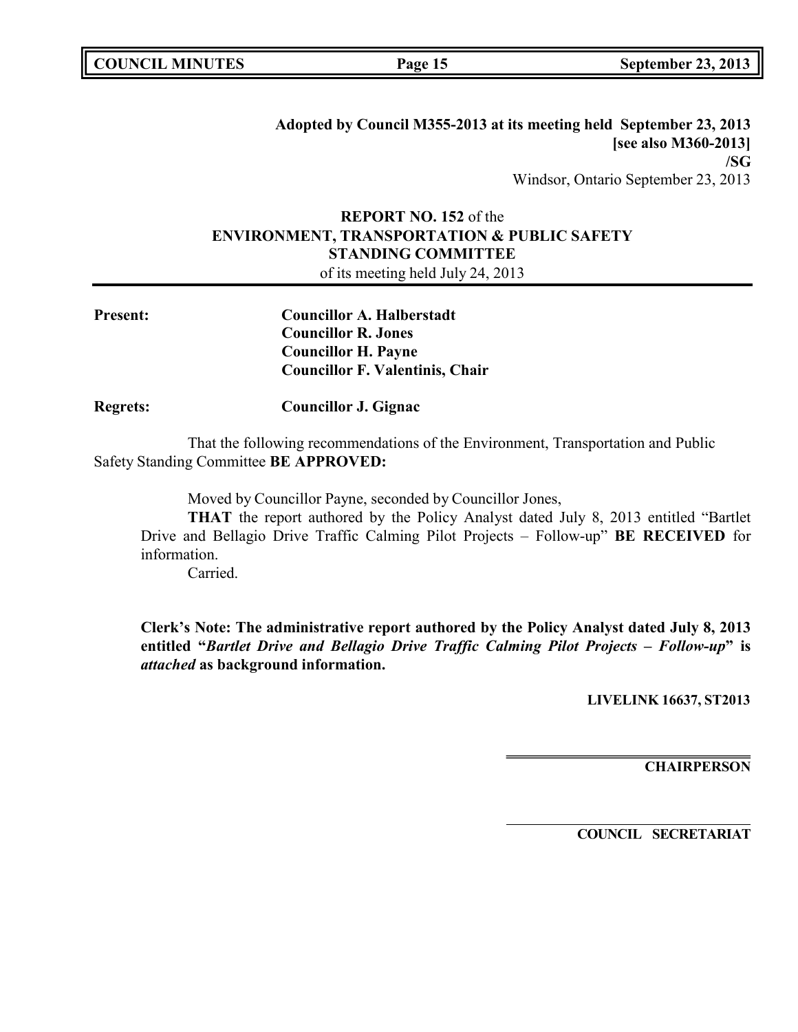**Adopted by Council M355-2013 at its meeting held September 23, 2013**
**[see also M360-2013]**
**/SG**
Windsor, Ontario September 23, 2013

**REPORT NO. 152** of the
**ENVIRONMENT, TRANSPORTATION & PUBLIC SAFETY STANDING COMMITTEE**
of its meeting held July 24, 2013

**Present:** **Councillor A. Halberstadt**
**Councillor R. Jones**
**Councillor H. Payne**
**Councillor F. Valentinis, Chair**

**Regrets:** **Councillor J. Gignac**

That the following recommendations of the Environment, Transportation and Public Safety Standing Committee **BE APPROVED:**

Moved by Councillor Payne, seconded by Councillor Jones,

**THAT** the report authored by the Policy Analyst dated July 8, 2013 entitled "Bartlet Drive and Bellagio Drive Traffic Calming Pilot Projects – Follow-up" **BE RECEIVED** for information.

Carried.

**Clerk's Note: The administrative report authored by the Policy Analyst dated July 8, 2013 entitled "*Bartlet Drive and Bellagio Drive Traffic Calming Pilot Projects – Follow-up*" is *attached* as background information.**

**LIVELINK 16637, ST2013**

**CHAIRPERSON**

**COUNCIL SECRETARIAT**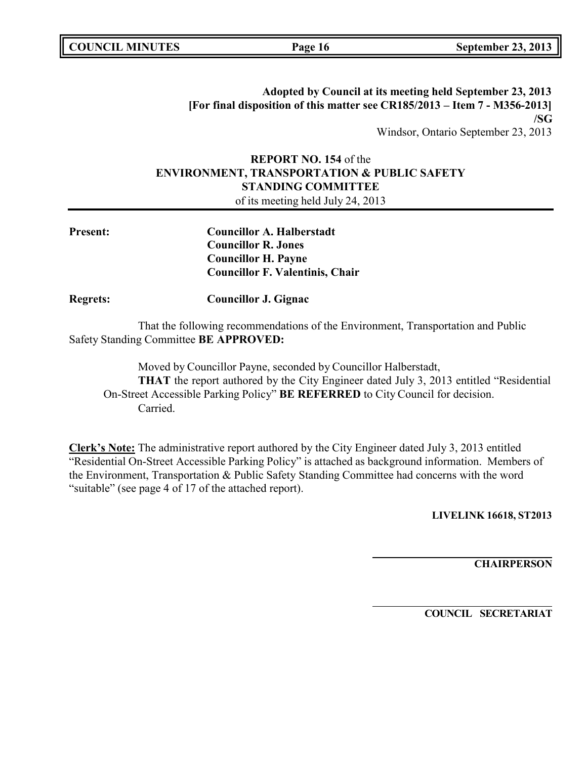**Adopted by Council at its meeting held September 23, 2013**
**[For final disposition of this matter see CR185/2013 – Item 7 - M356-2013]**
**/SG**
Windsor, Ontario September 23, 2013

**REPORT NO. 154** of the
**ENVIRONMENT, TRANSPORTATION & PUBLIC SAFETY STANDING COMMITTEE**
of its meeting held July 24, 2013

**Present:** **Councillor A. Halberstadt**
**Councillor R. Jones**
**Councillor H. Payne**
**Councillor F. Valentinis, Chair**

**Regrets:** **Councillor J. Gignac**

That the following recommendations of the Environment, Transportation and Public Safety Standing Committee **BE APPROVED:**

Moved by Councillor Payne, seconded by Councillor Halberstadt,
**THAT** the report authored by the City Engineer dated July 3, 2013 entitled "Residential On-Street Accessible Parking Policy" **BE REFERRED** to City Council for decision.
Carried.

**Clerk's Note:** The administrative report authored by the City Engineer dated July 3, 2013 entitled "Residential On-Street Accessible Parking Policy" is attached as background information. Members of the Environment, Transportation & Public Safety Standing Committee had concerns with the word "suitable" (see page 4 of 17 of the attached report).

**LIVELINK 16618, ST2013**

**CHAIRPERSON**

**COUNCIL SECRETARIAT**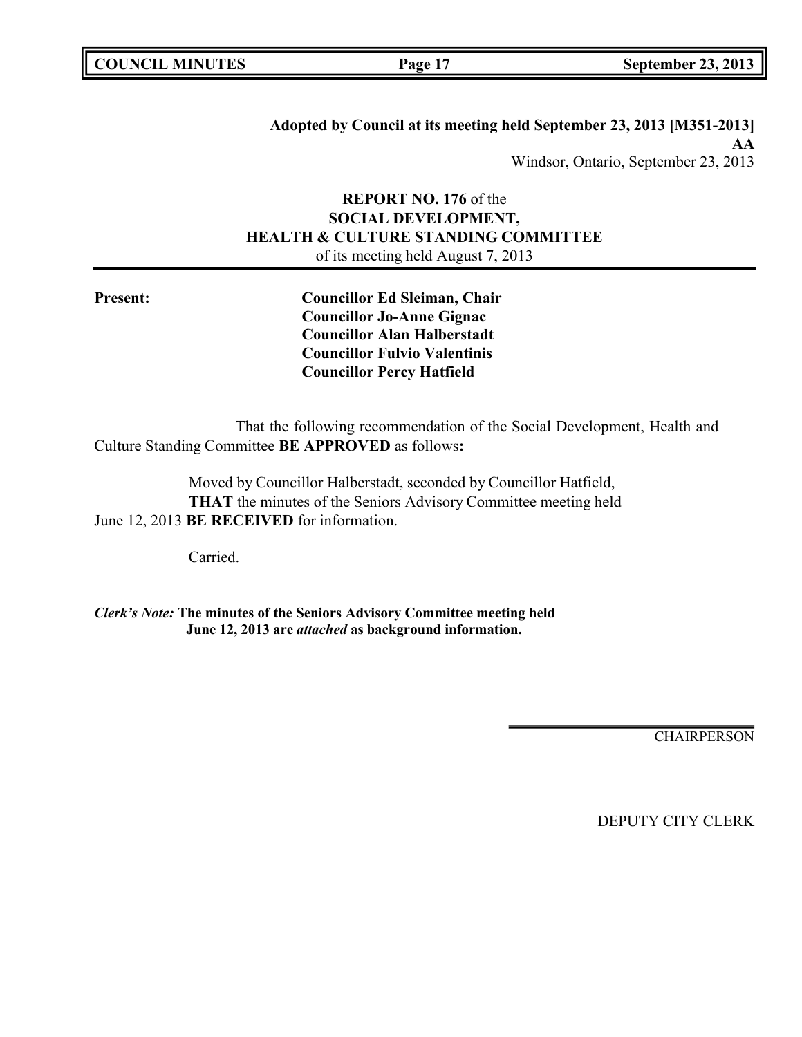**Adopted by Council at its meeting held September 23, 2013 [M351-2013]**
**AA**
Windsor, Ontario, September 23, 2013

**REPORT NO. 176** of the
**SOCIAL DEVELOPMENT,
HEALTH & CULTURE STANDING COMMITTEE**
of its meeting held August 7, 2013

**Present:**
**Councillor Ed Sleiman, Chair**
**Councillor Jo-Anne Gignac**
**Councillor Alan Halberstadt**
**Councillor Fulvio Valentinis**
**Councillor Percy Hatfield**

That the following recommendation of the Social Development, Health and Culture Standing Committee **BE APPROVED** as follows**:**

Moved by Councillor Halberstadt, seconded by Councillor Hatfield,
**THAT** the minutes of the Seniors Advisory Committee meeting held June 12, 2013 **BE RECEIVED** for information.

Carried.

***Clerk's Note:*** **The minutes of the Seniors Advisory Committee meeting held June 12, 2013 are *attached* as background information.**

CHAIRPERSON

DEPUTY CITY CLERK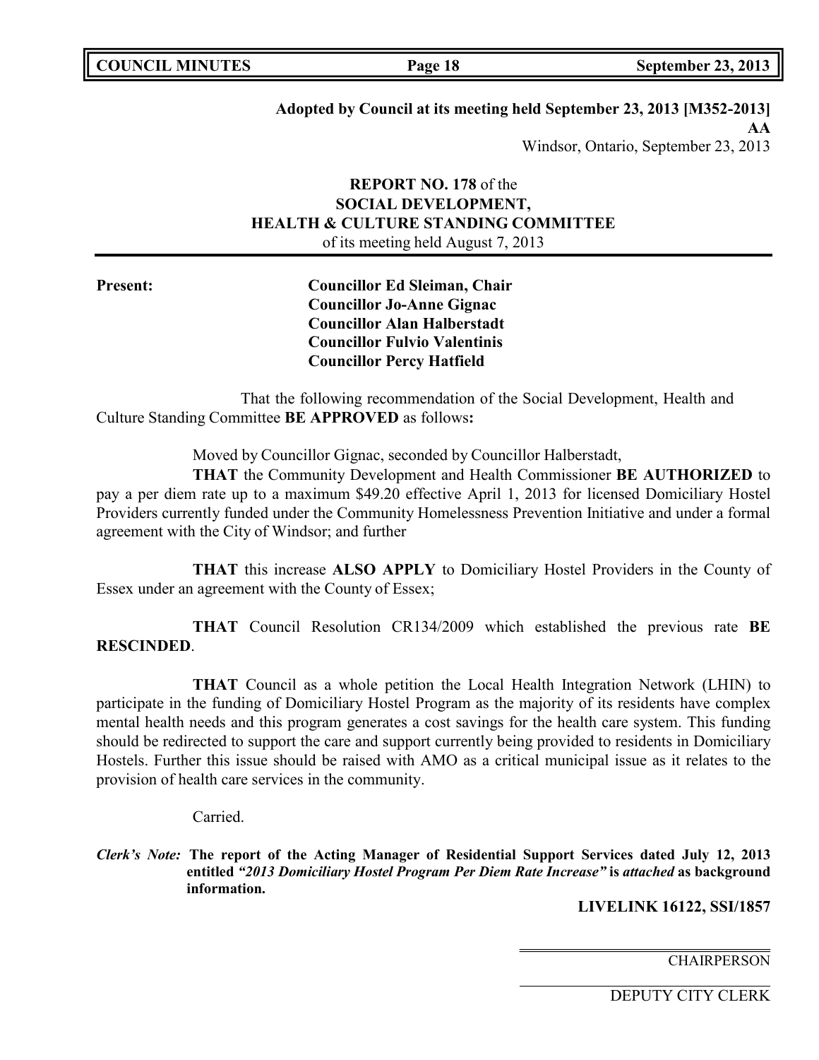**Adopted by Council at its meeting held September 23, 2013 [M352-2013]**
**AA**
Windsor, Ontario, September 23, 2013

**REPORT NO. 178** of the
**SOCIAL DEVELOPMENT,**
**HEALTH & CULTURE STANDING COMMITTEE**
of its meeting held August 7, 2013

**Present:**
**Councillor Ed Sleiman, Chair**
**Councillor Jo-Anne Gignac**
**Councillor Alan Halberstadt**
**Councillor Fulvio Valentinis**
**Councillor Percy Hatfield**

That the following recommendation of the Social Development, Health and Culture Standing Committee **BE APPROVED** as follows**:**

Moved by Councillor Gignac, seconded by Councillor Halberstadt,

**THAT** the Community Development and Health Commissioner **BE AUTHORIZED** to pay a per diem rate up to a maximum $49.20 effective April 1, 2013 for licensed Domiciliary Hostel Providers currently funded under the Community Homelessness Prevention Initiative and under a formal agreement with the City of Windsor; and further

**THAT** this increase **ALSO APPLY** to Domiciliary Hostel Providers in the County of Essex under an agreement with the County of Essex;

**THAT** Council Resolution CR134/2009 which established the previous rate **BE RESCINDED**.

**THAT** Council as a whole petition the Local Health Integration Network (LHIN) to participate in the funding of Domiciliary Hostel Program as the majority of its residents have complex mental health needs and this program generates a cost savings for the health care system. This funding should be redirected to support the care and support currently being provided to residents in Domiciliary Hostels. Further this issue should be raised with AMO as a critical municipal issue as it relates to the provision of health care services in the community.

Carried.

***Clerk's Note:*** **The report of the Acting Manager of Residential Support Services dated July 12, 2013 entitled *"2013 Domiciliary Hostel Program Per Diem Rate Increase"* is *attached* as background information.**

**LIVELINK 16122, SSI/1857**

CHAIRPERSON

DEPUTY CITY CLERK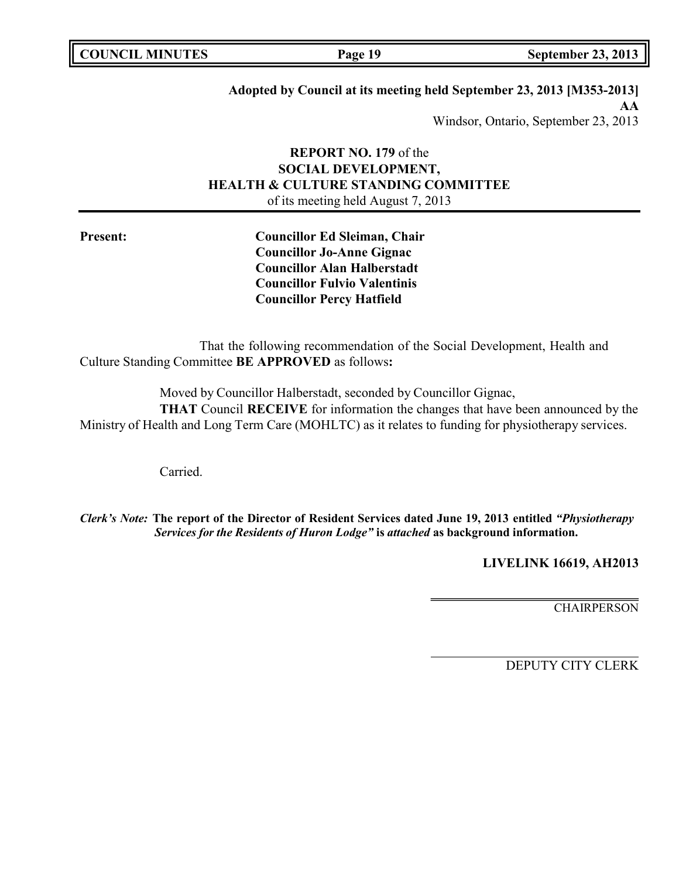**Adopted by Council at its meeting held September 23, 2013 [M353-2013]**

**AA**

Windsor, Ontario, September 23, 2013

**REPORT NO. 179** of the
**SOCIAL DEVELOPMENT,**
**HEALTH & CULTURE STANDING COMMITTEE**
of its meeting held August 7, 2013

**Present:**

**Councillor Ed Sleiman, Chair**
**Councillor Jo-Anne Gignac**
**Councillor Alan Halberstadt**
**Councillor Fulvio Valentinis**
**Councillor Percy Hatfield**

That the following recommendation of the Social Development, Health and Culture Standing Committee **BE APPROVED** as follows**:**

Moved by Councillor Halberstadt, seconded by Councillor Gignac,

**THAT** Council **RECEIVE** for information the changes that have been announced by the Ministry of Health and Long Term Care (MOHLTC) as it relates to funding for physiotherapy services.

Carried.

***Clerk's Note:*** **The report of the Director of Resident Services dated June 19, 2013 entitled *"Physiotherapy Services for the Residents of Huron Lodge"* is *attached* as background information.**

**LIVELINK 16619, AH2013**

CHAIRPERSON

DEPUTY CITY CLERK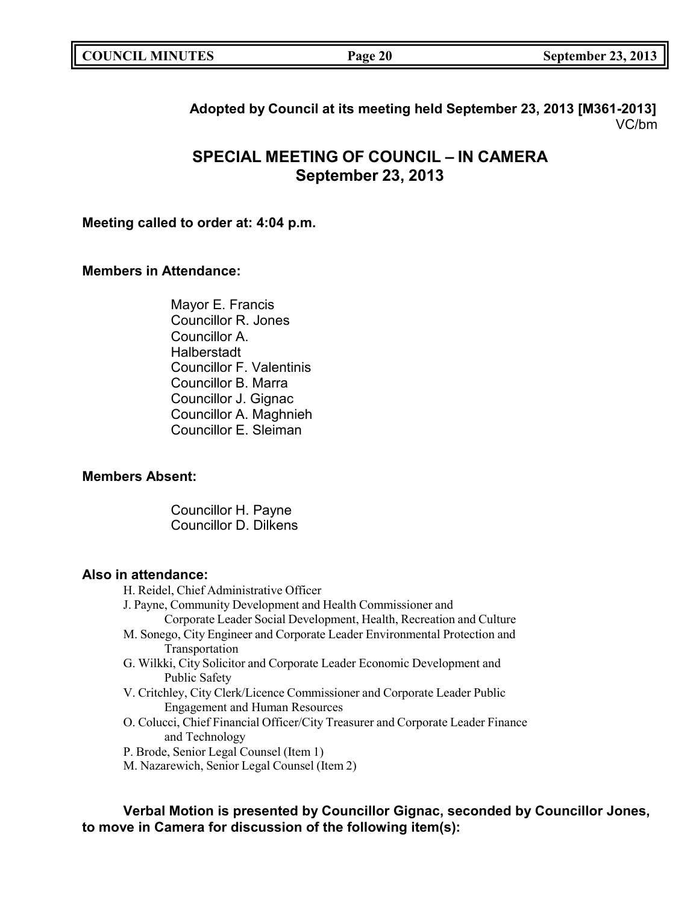**Adopted by Council at its meeting held September 23, 2013 [M361-2013]**
VC/bm

# SPECIAL MEETING OF COUNCIL – IN CAMERA
# September 23, 2013

**Meeting called to order at: 4:04 p.m.**

**Members in Attendance:**

Mayor E. Francis
Councillor R. Jones
Councillor A. Halberstadt
Councillor F. Valentinis
Councillor B. Marra
Councillor J. Gignac
Councillor A. Maghnieh
Councillor E. Sleiman

**Members Absent:**

Councillor H. Payne
Councillor D. Dilkens

**Also in attendance:**

H. Reidel, Chief Administrative Officer
J. Payne, Community Development and Health Commissioner and Corporate Leader Social Development, Health, Recreation and Culture
M. Sonego, City Engineer and Corporate Leader Environmental Protection and Transportation
G. Wilkki, City Solicitor and Corporate Leader Economic Development and Public Safety
V. Critchley, City Clerk/Licence Commissioner and Corporate Leader Public Engagement and Human Resources
O. Colucci, Chief Financial Officer/City Treasurer and Corporate Leader Finance and Technology
P. Brode, Senior Legal Counsel (Item 1)
M. Nazarewich, Senior Legal Counsel (Item 2)

**Verbal Motion is presented by Councillor Gignac, seconded by Councillor Jones, to move in Camera for discussion of the following item(s):**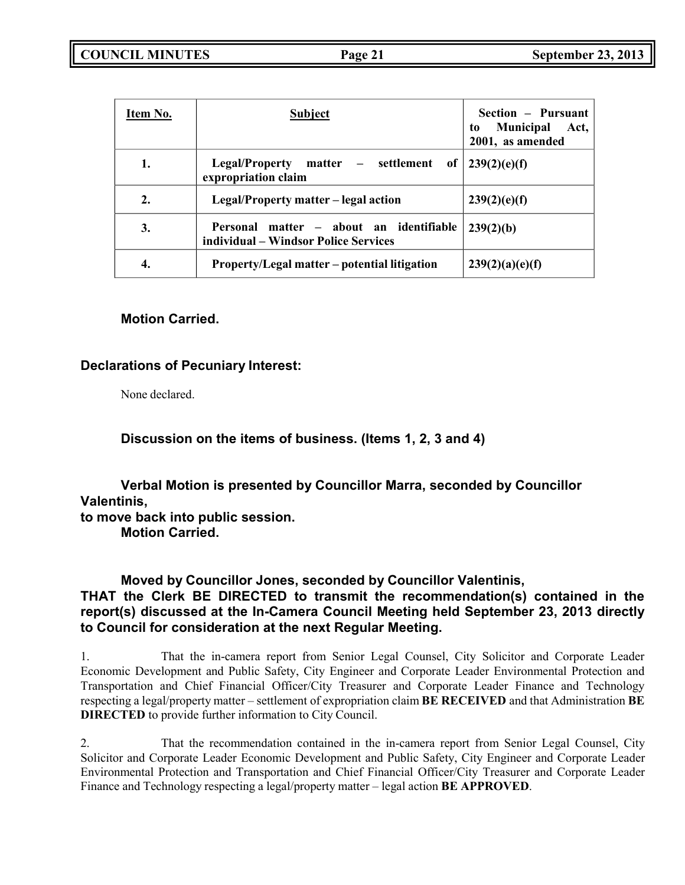| Item No. | Subject | Section – Pursuant to Municipal Act, 2001, as amended |
|---|---|---|
| 1. | Legal/Property matter – settlement of expropriation claim | 239(2)(e)(f) |
| 2. | Legal/Property matter – legal action | 239(2)(e)(f) |
| 3. | Personal matter – about an identifiable individual – Windsor Police Services | 239(2)(b) |
| 4. | Property/Legal matter – potential litigation | 239(2)(a)(e)(f) |

**Motion Carried.**

**Declarations of Pecuniary Interest:**

None declared.

**Discussion on the items of business. (Items 1, 2, 3 and 4)**

**Verbal Motion is presented by Councillor Marra, seconded by Councillor Valentinis, to move back into public session.**
**Motion Carried.**

**Moved by Councillor Jones, seconded by Councillor Valentinis,**
**THAT the Clerk BE DIRECTED to transmit the recommendation(s) contained in the report(s) discussed at the In-Camera Council Meeting held September 23, 2013 directly to Council for consideration at the next Regular Meeting.**

1. That the in-camera report from Senior Legal Counsel, City Solicitor and Corporate Leader Economic Development and Public Safety, City Engineer and Corporate Leader Environmental Protection and Transportation and Chief Financial Officer/City Treasurer and Corporate Leader Finance and Technology respecting a legal/property matter – settlement of expropriation claim **BE RECEIVED** and that Administration **BE DIRECTED** to provide further information to City Council.

2. That the recommendation contained in the in-camera report from Senior Legal Counsel, City Solicitor and Corporate Leader Economic Development and Public Safety, City Engineer and Corporate Leader Environmental Protection and Transportation and Chief Financial Officer/City Treasurer and Corporate Leader Finance and Technology respecting a legal/property matter – legal action **BE APPROVED**.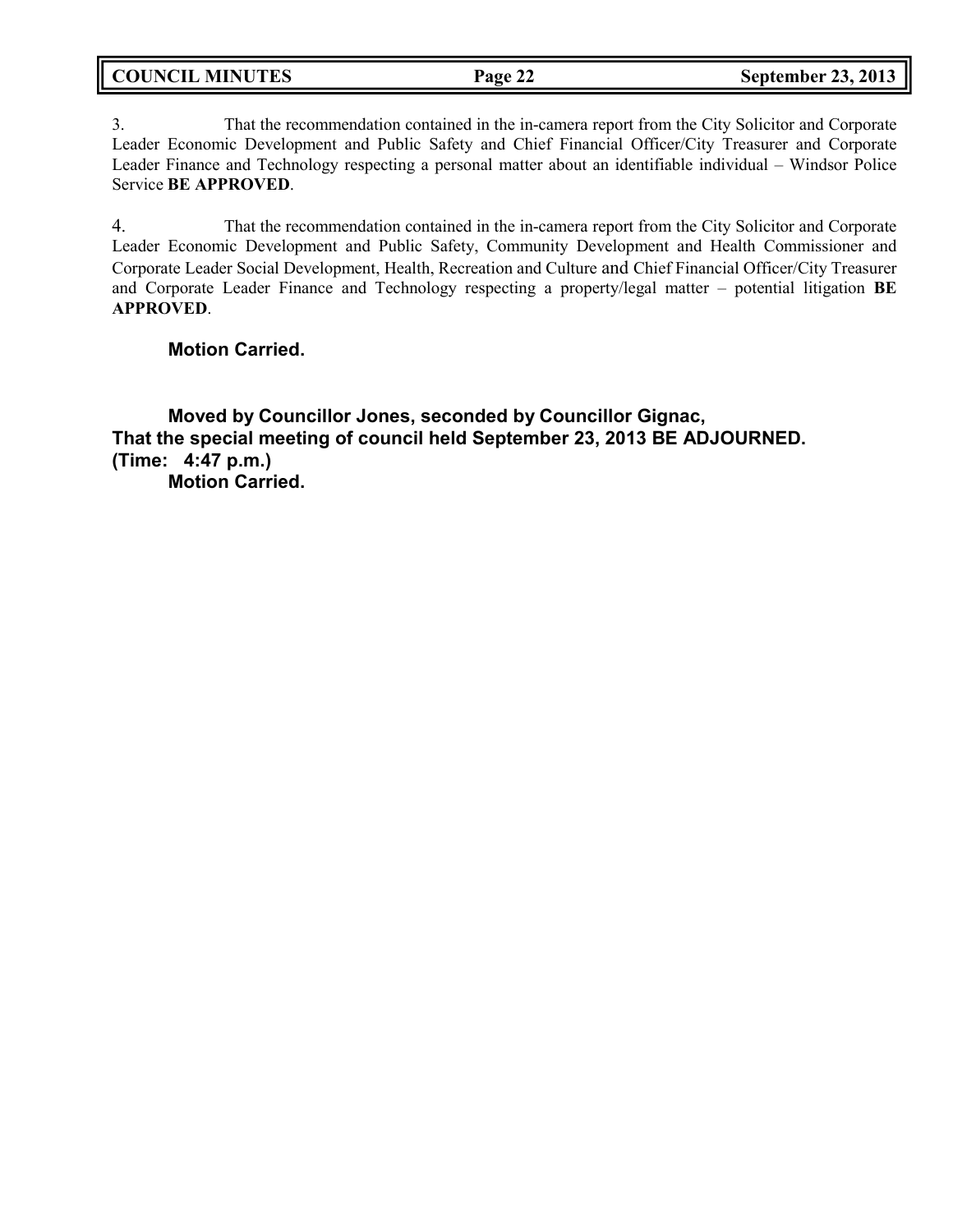3. That the recommendation contained in the in-camera report from the City Solicitor and Corporate Leader Economic Development and Public Safety and Chief Financial Officer/City Treasurer and Corporate Leader Finance and Technology respecting a personal matter about an identifiable individual – Windsor Police Service **BE APPROVED**.

4. That the recommendation contained in the in-camera report from the City Solicitor and Corporate Leader Economic Development and Public Safety, Community Development and Health Commissioner and Corporate Leader Social Development, Health, Recreation and Culture and Chief Financial Officer/City Treasurer and Corporate Leader Finance and Technology respecting a property/legal matter – potential litigation **BE APPROVED**.

**Motion Carried.**

**Moved by Councillor Jones, seconded by Councillor Gignac,**
**That the special meeting of council held September 23, 2013 BE ADJOURNED.**
**(Time: 4:47 p.m.)**
**Motion Carried.**